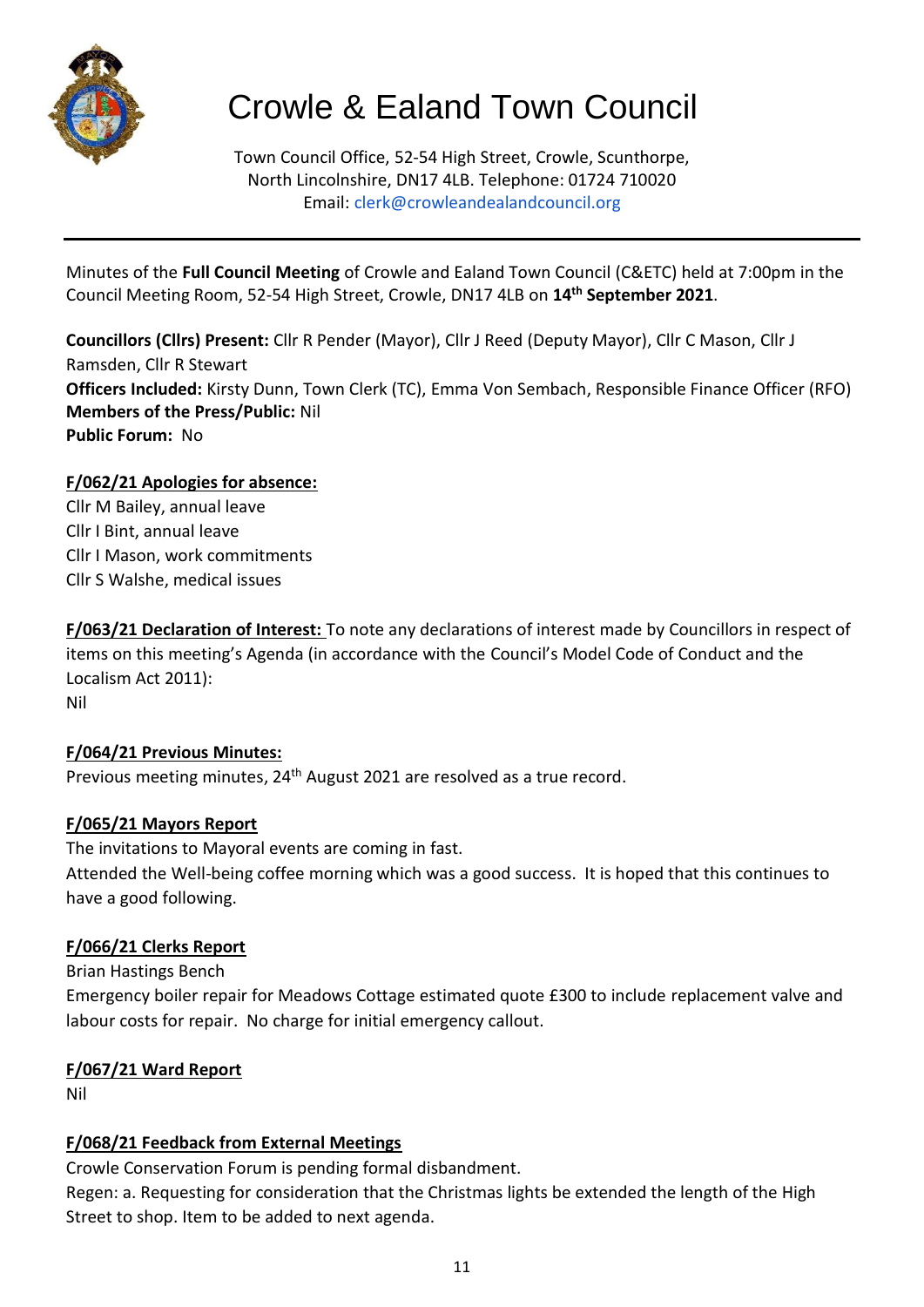# Crowle & Ealand Town Council

Town Council Office, 52-54 High Street, Crowle, Scunthorpe, North Lincolnshire, DN17 4LB. Telephone: 01724 710020
Email: clerk@crowleandealandcouncil.org

---

Minutes of the **Full Council Meeting** of Crowle and Ealand Town Council (C&ETC) held at 7:00pm in the Council Meeting Room, 52-54 High Street, Crowle, DN17 4LB on **14th September 2021**.

**Councillors (Cllrs) Present:** Cllr R Pender (Mayor), Cllr J Reed (Deputy Mayor), Cllr C Mason, Cllr J Ramsden, Cllr R Stewart
**Officers Included:** Kirsty Dunn, Town Clerk (TC), Emma Von Sembach, Responsible Finance Officer (RFO)
**Members of the Press/Public:** Nil
**Public Forum:** No

**F/062/21 Apologies for absence:**

Cllr M Bailey, annual leave
Cllr I Bint, annual leave
Cllr I Mason, work commitments
Cllr S Walshe, medical issues

**F/063/21 Declaration of Interest:** To note any declarations of interest made by Councillors in respect of items on this meeting's Agenda (in accordance with the Council's Model Code of Conduct and the Localism Act 2011):
Nil

**F/064/21 Previous Minutes:**

Previous meeting minutes, 24th August 2021 are resolved as a true record.

**F/065/21 Mayors Report**

The invitations to Mayoral events are coming in fast.
Attended the Well-being coffee morning which was a good success. It is hoped that this continues to have a good following.

**F/066/21 Clerks Report**

Brian Hastings Bench
Emergency boiler repair for Meadows Cottage estimated quote £300 to include replacement valve and labour costs for repair. No charge for initial emergency callout.

**F/067/21 Ward Report**

Nil

**F/068/21 Feedback from External Meetings**

Crowle Conservation Forum is pending formal disbandment.
Regen: a. Requesting for consideration that the Christmas lights be extended the length of the High Street to shop. Item to be added to next agenda.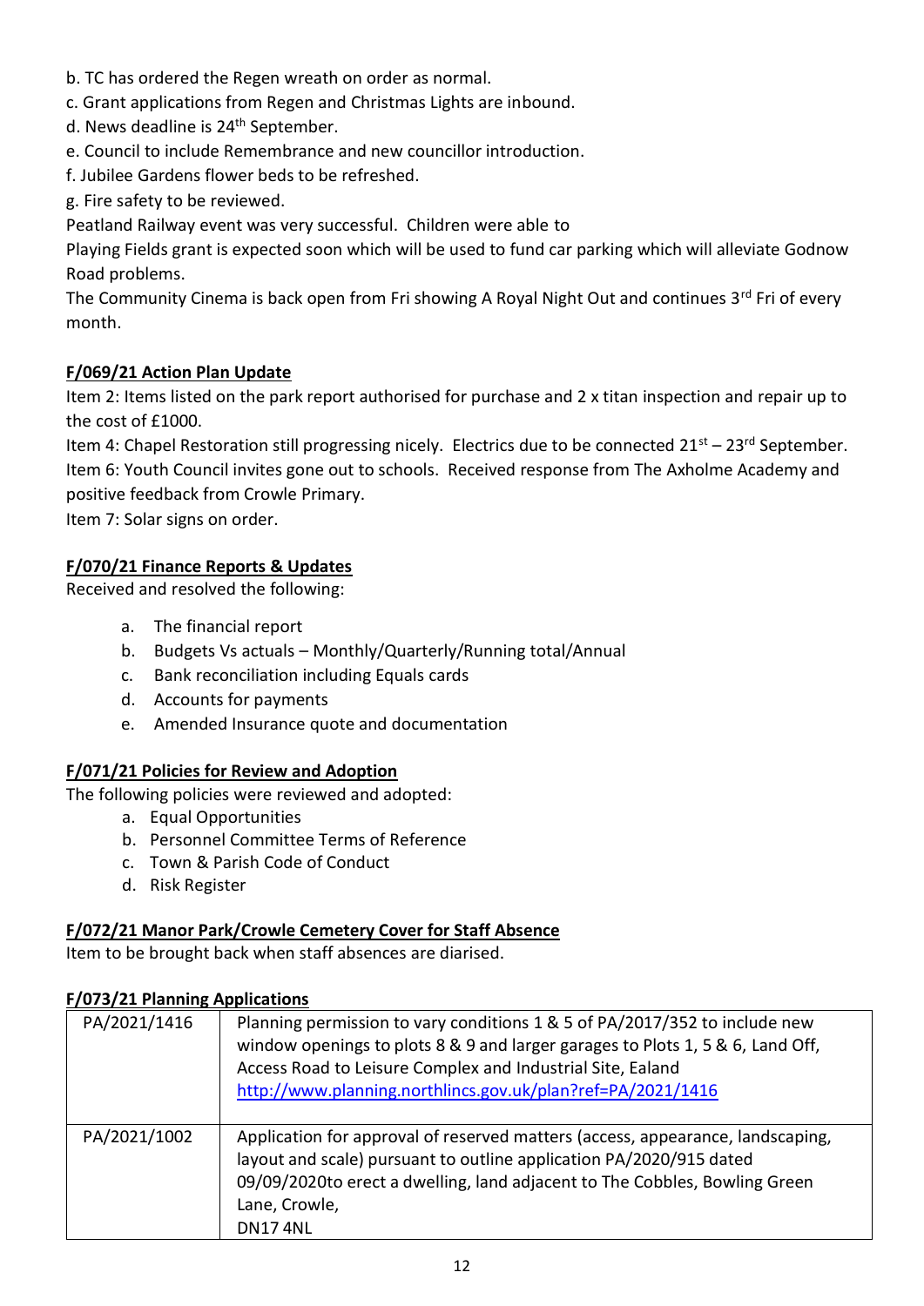b. TC has ordered the Regen wreath on order as normal.
c. Grant applications from Regen and Christmas Lights are inbound.
d. News deadline is 24th September.
e. Council to include Remembrance and new councillor introduction.
f. Jubilee Gardens flower beds to be refreshed.
g. Fire safety to be reviewed.

Peatland Railway event was very successful. Children were able to
Playing Fields grant is expected soon which will be used to fund car parking which will alleviate Godnow Road problems.
The Community Cinema is back open from Fri showing A Royal Night Out and continues 3rd Fri of every month.

**F/069/21 Action Plan Update**

Item 2: Items listed on the park report authorised for purchase and 2 x titan inspection and repair up to the cost of £1000.
Item 4: Chapel Restoration still progressing nicely. Electrics due to be connected 21st – 23rd September.
Item 6: Youth Council invites gone out to schools. Received response from The Axholme Academy and positive feedback from Crowle Primary.
Item 7: Solar signs on order.

**F/070/21 Finance Reports & Updates**

Received and resolved the following:

a. The financial report
b. Budgets Vs actuals – Monthly/Quarterly/Running total/Annual
c. Bank reconciliation including Equals cards
d. Accounts for payments
e. Amended Insurance quote and documentation

**F/071/21 Policies for Review and Adoption**

The following policies were reviewed and adopted:

a. Equal Opportunities
b. Personnel Committee Terms of Reference
c. Town & Parish Code of Conduct
d. Risk Register

**F/072/21 Manor Park/Crowle Cemetery Cover for Staff Absence**

Item to be brought back when staff absences are diarised.

**F/073/21 Planning Applications**

| | |
|---|---|
| PA/2021/1416 | Planning permission to vary conditions 1 & 5 of PA/2017/352 to include new window openings to plots 8 & 9 and larger garages to Plots 1, 5 & 6, Land Off, Access Road to Leisure Complex and Industrial Site, Ealand http://www.planning.northlincs.gov.uk/plan?ref=PA/2021/1416 |
| PA/2021/1002 | Application for approval of reserved matters (access, appearance, landscaping, layout and scale) pursuant to outline application PA/2020/915 dated 09/09/2020to erect a dwelling, land adjacent to The Cobbles, Bowling Green Lane, Crowle, DN17 4NL |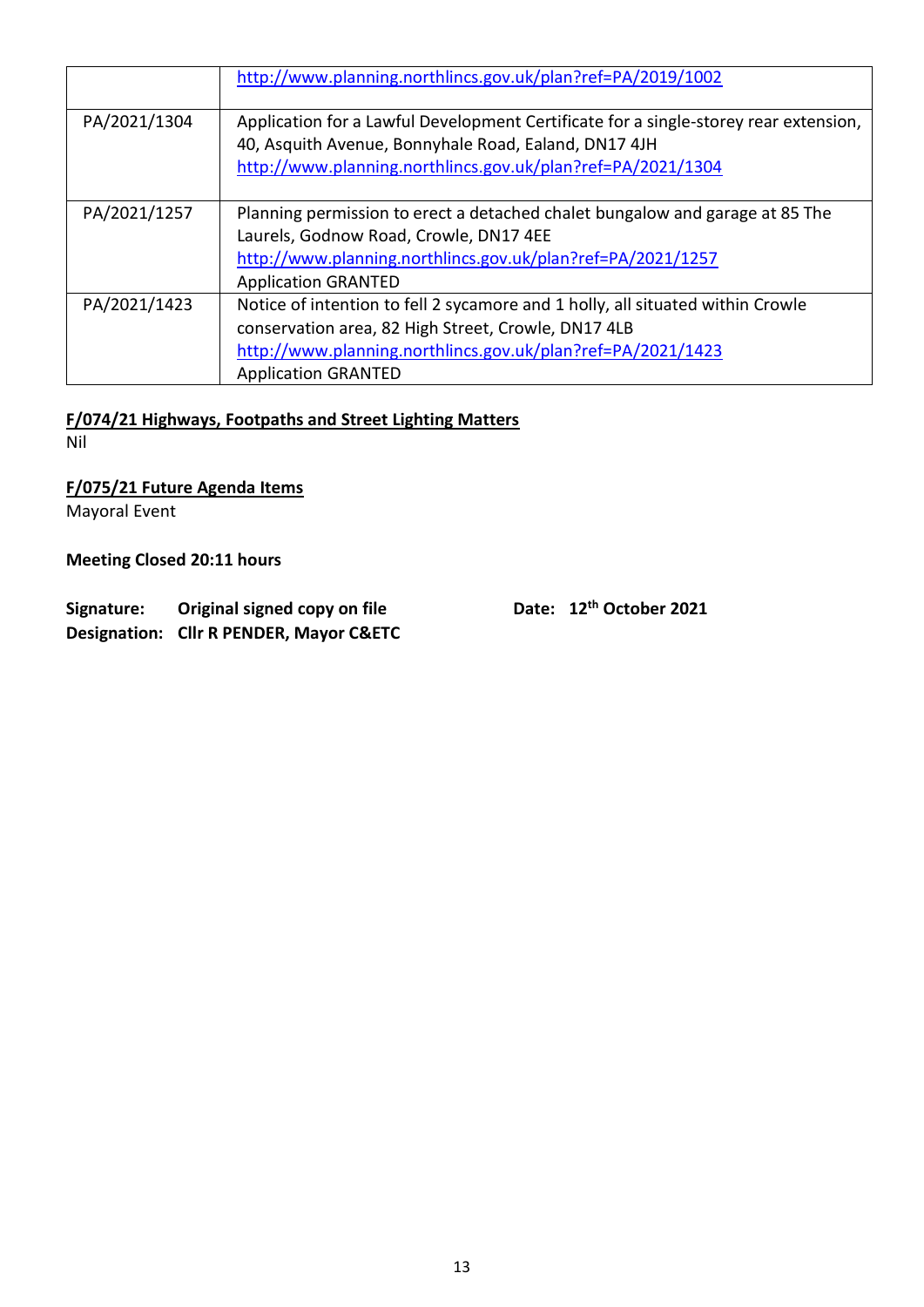| | |
|---|---|
| | http://www.planning.northlincs.gov.uk/plan?ref=PA/2019/1002 |
| PA/2021/1304 | Application for a Lawful Development Certificate for a single-storey rear extension, 40, Asquith Avenue, Bonnyhale Road, Ealand, DN17 4JH<br>http://www.planning.northlincs.gov.uk/plan?ref=PA/2021/1304 |
| PA/2021/1257 | Planning permission to erect a detached chalet bungalow and garage at 85 The Laurels, Godnow Road, Crowle, DN17 4EE<br>http://www.planning.northlincs.gov.uk/plan?ref=PA/2021/1257<br>Application GRANTED |
| PA/2021/1423 | Notice of intention to fell 2 sycamore and 1 holly, all situated within Crowle conservation area, 82 High Street, Crowle, DN17 4LB<br>http://www.planning.northlincs.gov.uk/plan?ref=PA/2021/1423<br>Application GRANTED |

**F/074/21 Highways, Footpaths and Street Lighting Matters**

Nil

**F/075/21 Future Agenda Items**

Mayoral Event

**Meeting Closed 20:11 hours**

**Signature:** **Original signed copy on file** **Date: 12th October 2021**

**Designation:** **Cllr R PENDER, Mayor C&ETC**